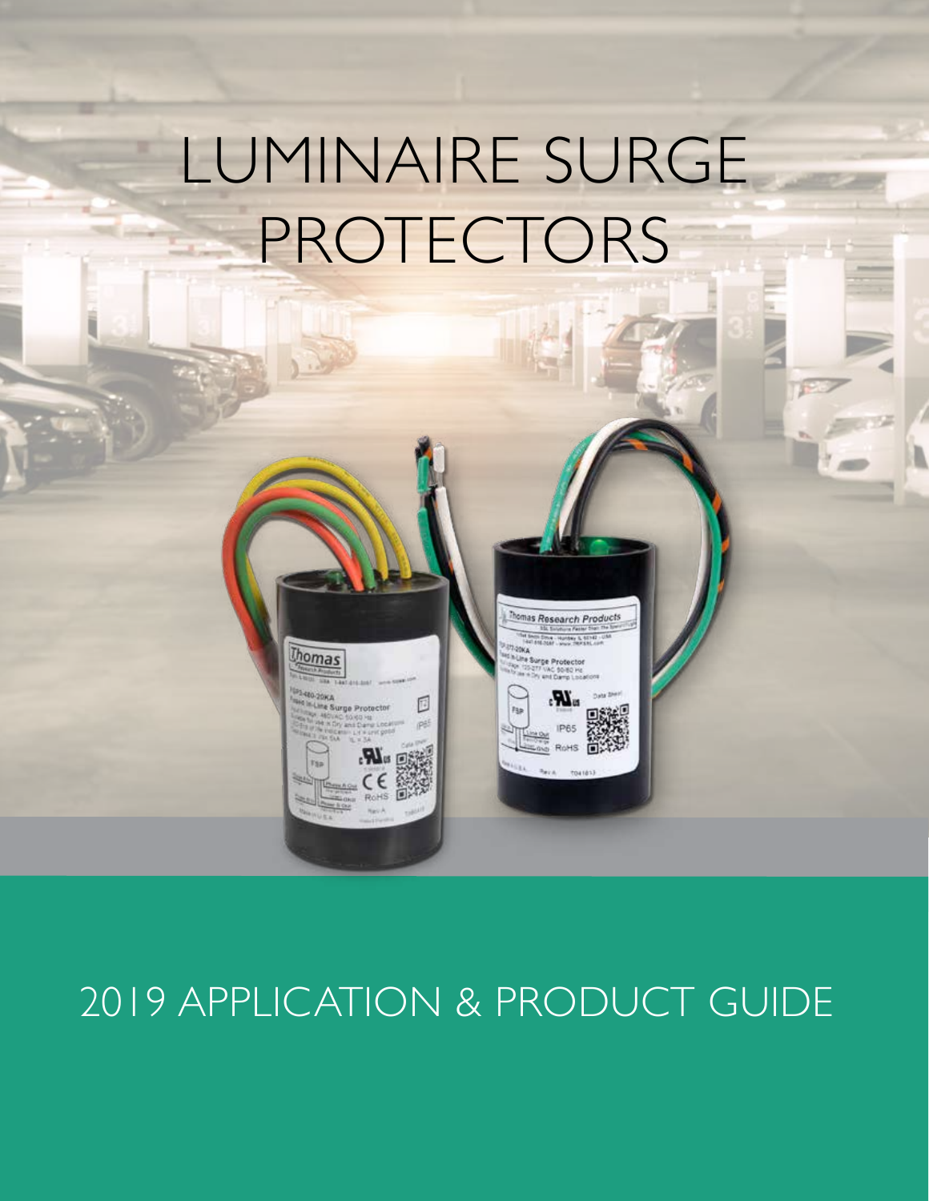# LUMINAIRE SURGE PROTECTORS

## 2019 APPLICATION & PRODUCT GUIDE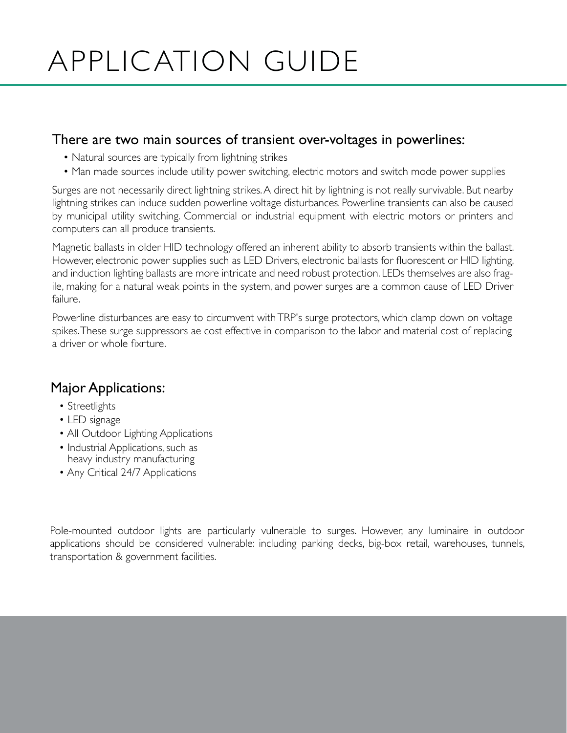# APPLICATION GUIDE

## There are two main sources of transient over-voltages in powerlines:

- Natural sources are typically from lightning strikes
- Man made sources include utility power switching, electric motors and switch mode power supplies

Surges are not necessarily direct lightning strikes. A direct hit by lightning is not really survivable. But nearby lightning strikes can induce sudden powerline voltage disturbances. Powerline transients can also be caused by municipal utility switching. Commercial or industrial equipment with electric motors or printers and computers can all produce transients.

Magnetic ballasts in older HID technology offered an inherent ability to absorb transients within the ballast. However, electronic power supplies such as LED Drivers, electronic ballasts for fluorescent or HID lighting, and induction lighting ballasts are more intricate and need robust protection. LEDs themselves are also fragile, making for a natural weak points in the system, and power surges are a common cause of LED Driver failure.

Powerline disturbances are easy to circumvent with TRP's surge protectors, which clamp down on voltage spikes. These surge suppressors ae cost effective in comparison to the labor and material cost of replacing a driver or whole fixrture.

## Major Applications:

- Streetlights
- LED signage
- All Outdoor Lighting Applications
- Industrial Applications, such as heavy industry manufacturing
- Any Critical 24/7 Applications

Pole-mounted outdoor lights are particularly vulnerable to surges. However, any luminaire in outdoor applications should be considered vulnerable: including parking decks, big-box retail, warehouses, tunnels, transportation & government facilities.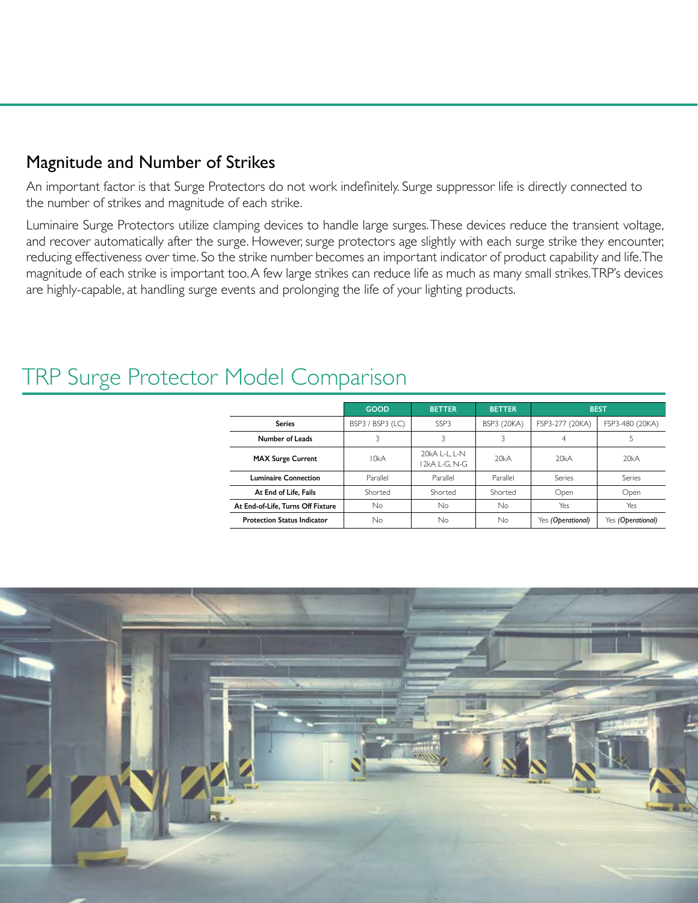## Magnitude and Number of Strikes

An important factor is that Surge Protectors do not work indefinitely. Surge suppressor life is directly connected to the number of strikes and magnitude of each strike.

Luminaire Surge Protectors utilize clamping devices to handle large surges. These devices reduce the transient voltage, and recover automatically after the surge. However, surge protectors age slightly with each surge strike they encounter, reducing effectiveness over time. So the strike number becomes an important indicator of product capability and life. The magnitude of each strike is important too. A few large strikes can reduce life as much as many small strikes. TRP's devices are highly-capable, at handling surge events and prolonging the life of your lighting products.

# TRP Surge Protector Model Comparison

| | GOOD | BETTER | BETTER | BEST | |
|---|---|---|---|---|---|
| **Series** | BSP3 / BSP3 (LC) | SSP3 | BSP3 (20KA) | FSP3-277 (20KA) | FSP3-480 (20KA) |
| **Number of Leads** | 3 | 3 | 3 | 4 | 5 |
| **MAX Surge Current** | 10kA | 20kA L-L, L-N 12kA L-G, N-G | 20kA | 20kA | 20kA |
| **Luminaire Connection** | Parallel | Parallel | Parallel | Series | Series |
| **At End of Life, Fails** | Shorted | Shorted | Shorted | Open | Open |
| **At End-of-Life, Turns Off Fixture** | No | No | No | Yes | Yes |
| **Protection Status Indicator** | No | No | No | Yes *(Operational)* | Yes *(Operational)* |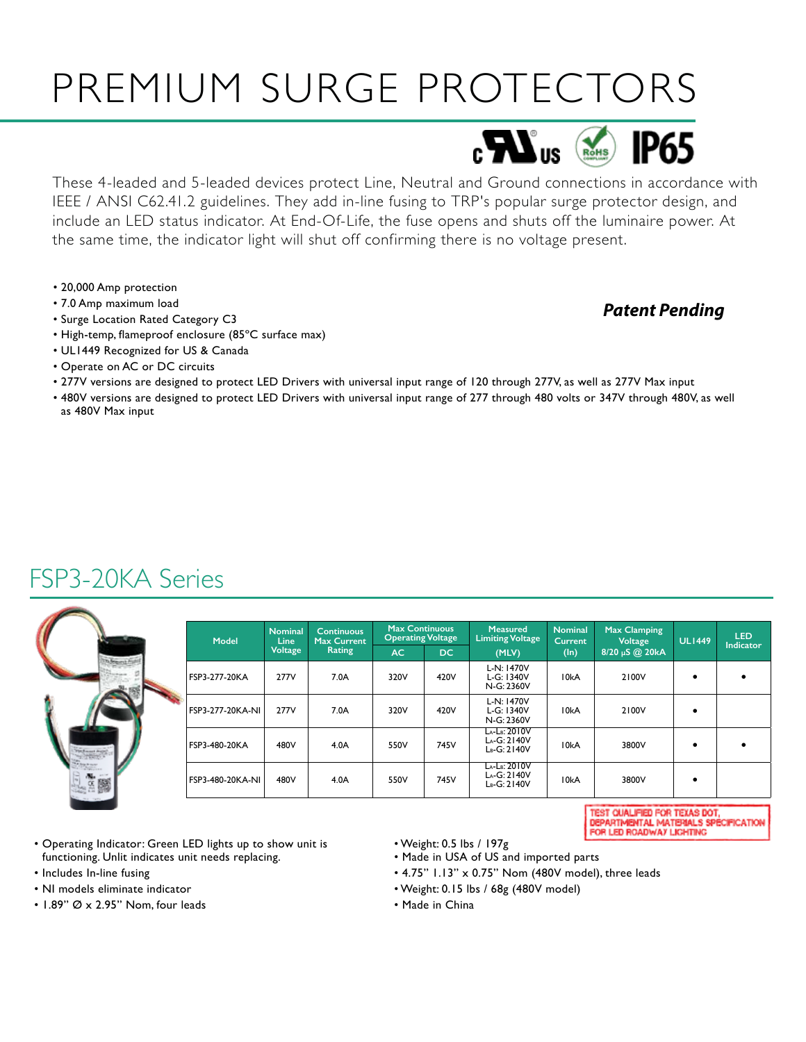# PREMIUM SURGE PROTECTORS

cULus RoHS IP65

These 4-leaded and 5-leaded devices protect Line, Neutral and Ground connections in accordance with IEEE / ANSI C62.41.2 guidelines. They add in-line fusing to TRP's popular surge protector design, and include an LED status indicator. At End-Of-Life, the fuse opens and shuts off the luminaire power. At the same time, the indicator light will shut off confirming there is no voltage present.

- 20,000 Amp protection
- 7.0 Amp maximum load
- Surge Location Rated Category C3
- High-temp, flameproof enclosure (85°C surface max)
- UL1449 Recognized for US & Canada
- Operate on AC or DC circuits
- 277V versions are designed to protect LED Drivers with universal input range of 120 through 277V, as well as 277V Max input
- 480V versions are designed to protect LED Drivers with universal input range of 277 through 480 volts or 347V through 480V, as well as 480V Max input

***Patent Pending***

## FSP3-20KA Series

| Model | Nominal Line Voltage | Continuous Max Current Rating | Max Continuous Operating Voltage | | Measured Limiting Voltage (MLV) | Nominal Current (In) | Max Clamping Voltage 8/20 µS @ 20kA | UL1449 | LED Indicator |
|---|---|---|---|---|---|---|---|---|---|
| | | | AC | DC | | | | | |
| FSP3-277-20KA | 277V | 7.0A | 320V | 420V | L-N: 1470V<br>L-G: 1340V<br>N-G: 2360V | 10kA | 2100V | • | • |
| FSP3-277-20KA-NI | 277V | 7.0A | 320V | 420V | L-N: 1470V<br>L-G: 1340V<br>N-G: 2360V | 10kA | 2100V | • | |
| FSP3-480-20KA | 480V | 4.0A | 550V | 745V | $L_A$-$L_B$: 2010V<br>$L_A$-G: 2140V<br>$L_B$-G: 2140V | 10kA | 3800V | • | • |
| FSP3-480-20KA-NI | 480V | 4.0A | 550V | 745V | $L_A$-$L_B$: 2010V<br>$L_A$-G: 2140V<br>$L_B$-G: 2140V | 10kA | 3800V | • | |

TEST QUALIFIED FOR TEXAS DOT, DEPARTMENTAL MATERIALS SPECIFICATION FOR LED ROADWAY LIGHTING

- Operating Indicator: Green LED lights up to show unit is functioning. Unlit indicates unit needs replacing.
- Includes In-line fusing
- NI models eliminate indicator
- 1.89" Ø x 2.95" Nom, four leads
- Weight: 0.5 lbs / 197g
- Made in USA of US and imported parts
- 4.75" 1.13" x 0.75" Nom (480V model), three leads
- Weight: 0.15 lbs / 68g (480V model)
- Made in China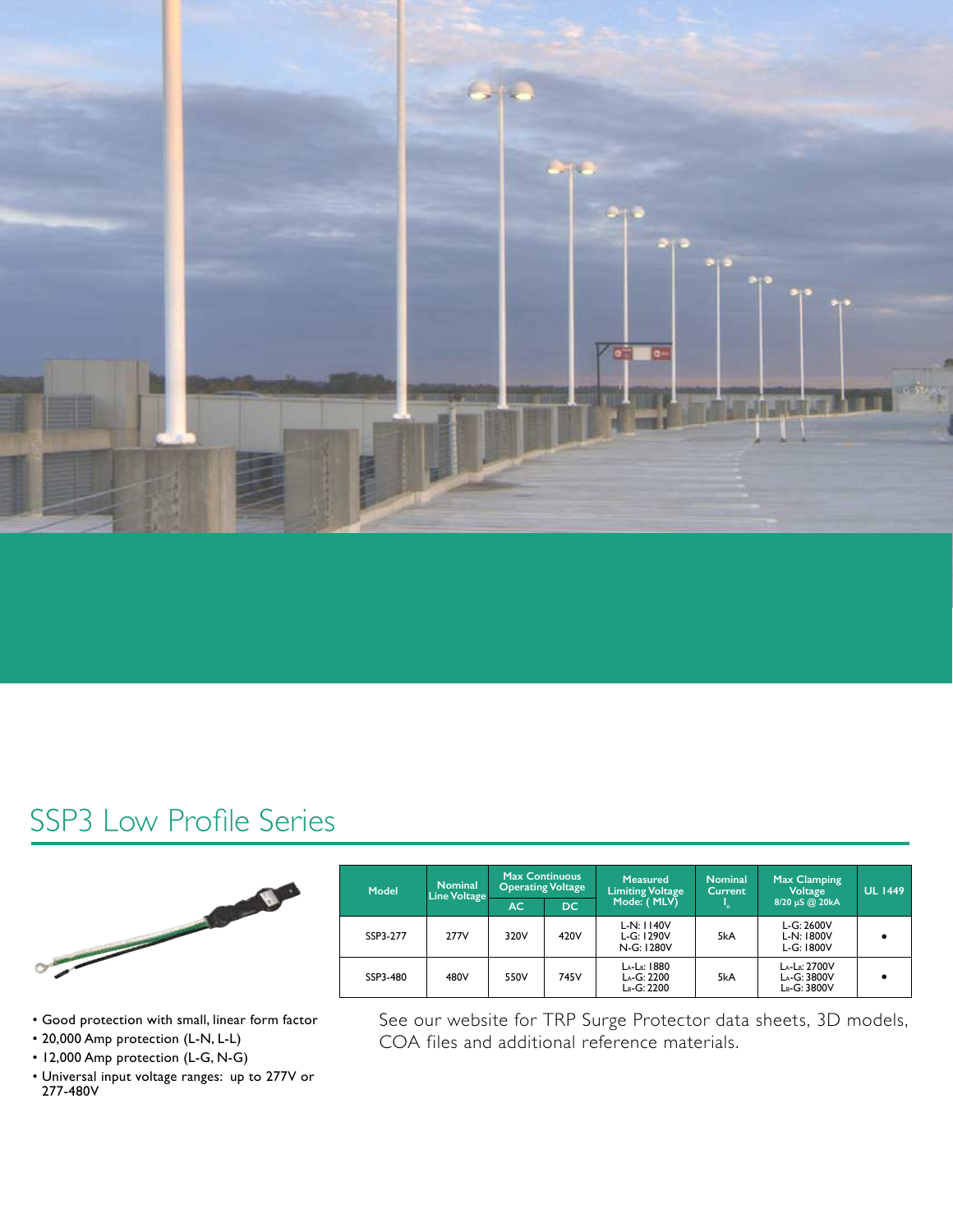## SSP3 Low Profile Series

- Good protection with small, linear form factor
- 20,000 Amp protection (L-N, L-L)
- 12,000 Amp protection (L-G, N-G)
- Universal input voltage ranges: up to 277V or 277-480V

| Model | Nominal Line Voltage | Max Continuous Operating Voltage | | Measured Limiting Voltage Mode: ( MLV) | Nominal Current $I_n$ | Max Clamping Voltage 8/20 µS @ 20kA | UL 1449 |
|---|---|---|---|---|---|---|---|
| | | AC | DC | | | | |
| SSP3-277 | 277V | 320V | 420V | L-N: 1140V<br>L-G: 1290V<br>N-G: 1280V | 5kA | L-G: 2600V<br>L-N: 1800V<br>L-G: 1800V | • |
| SSP3-480 | 480V | 550V | 745V | $L_A$-$L_B$: 1880<br>$L_A$-G: 2200<br>$L_B$-G: 2200 | 5kA | $L_A$-$L_B$: 2700V<br>$L_A$-G: 3800V<br>$L_B$-G: 3800V | • |

See our website for TRP Surge Protector data sheets, 3D models, COA files and additional reference materials.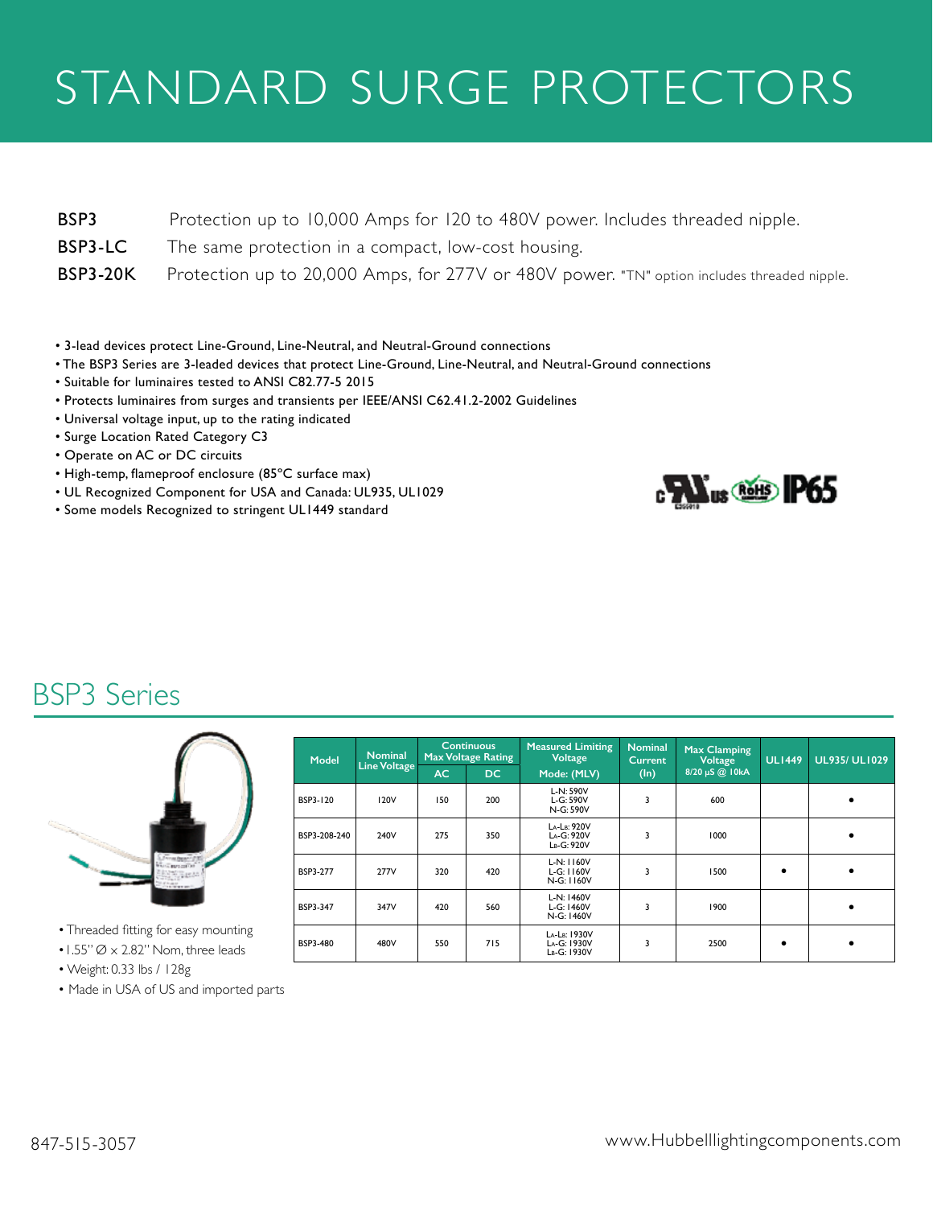# STANDARD SURGE PROTECTORS

**BSP3** Protection up to 10,000 Amps for 120 to 480V power. Includes threaded nipple.

**BSP3-LC** The same protection in a compact, low-cost housing.

**BSP3-20K** Protection up to 20,000 Amps, for 277V or 480V power. "TN" option includes threaded nipple.

- 3-lead devices protect Line-Ground, Line-Neutral, and Neutral-Ground connections
- The BSP3 Series are 3-leaded devices that protect Line-Ground, Line-Neutral, and Neutral-Ground connections
- Suitable for luminaires tested to ANSI C82.77-5 2015
- Protects luminaires from surges and transients per IEEE/ANSI C62.41.2-2002 Guidelines
- Universal voltage input, up to the rating indicated
- Surge Location Rated Category C3
- Operate on AC or DC circuits
- High-temp, flameproof enclosure (85°C surface max)
- UL Recognized Component for USA and Canada: UL935, UL1029
- Some models Recognized to stringent UL1449 standard

## BSP3 Series

- Threaded fitting for easy mounting
- 1.55" Ø x 2.82" Nom, three leads
- Weight: 0.33 lbs / 128g
- Made in USA of US and imported parts

| Model | Nominal Line Voltage | Continuous Max Voltage Rating | | Measured Limiting Voltage | Nominal Current | Max Clamping Voltage | UL1449 | UL935/ UL1029 |
|---|---|---|---|---|---|---|---|---|
| | | AC | DC | Mode: (MLV) | (In) | 8/20 µS @ 10kA | | |
| BSP3-120 | 120V | 150 | 200 | L-N: 590V<br>L-G: 590V<br>N-G: 590V | 3 | 600 | | • |
| BSP3-208-240 | 240V | 275 | 350 | LA-LB: 920V<br>LA-G: 920V<br>LB-G: 920V | 3 | 1000 | | • |
| BSP3-277 | 277V | 320 | 420 | L-N: 1160V<br>L-G: 1160V<br>N-G: 1160V | 3 | 1500 | • | • |
| BSP3-347 | 347V | 420 | 560 | L-N: 1460V<br>L-G: 1460V<br>N-G: 1460V | 3 | 1900 | | • |
| BSP3-480 | 480V | 550 | 715 | LA-LB: 1930V<br>LA-G: 1930V<br>LB-G: 1930V | 3 | 2500 | • | • |

847-515-3057

www.Hubbelllightingcomponents.com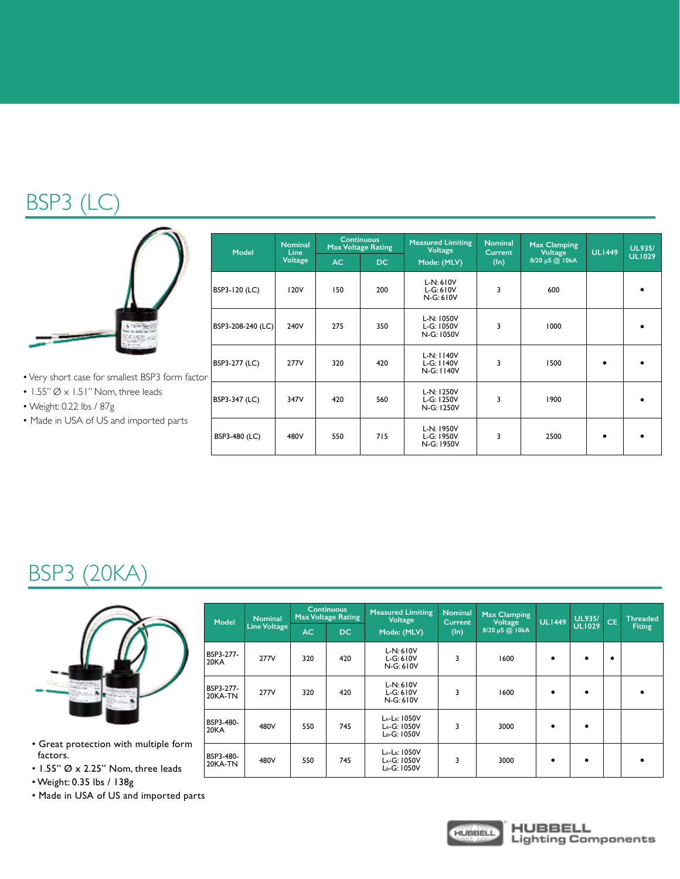# BSP3 (LC)

- Very short case for smallest BSP3 form factor
- 1.55" Ø x 1.51" Nom, three leads
- Weight: 0.22 lbs / 87g
- Made in USA of US and imported parts

| Model | Nominal Line Voltage | Continuous Max Voltage Rating | | Measured Limiting Voltage | Nominal Current | Max Clamping Voltage | UL1449 | UL935/ UL1029 |
|---|---|---|---|---|---|---|---|---|
| | | AC | DC | Mode: (MLV) | (In) | 8/20 µS @ 10kA | | |
| BSP3-120 (LC) | 120V | 150 | 200 | L-N: 610V L-G: 610V N-G: 610V | 3 | 600 | | • |
| BSP3-208-240 (LC) | 240V | 275 | 350 | L-N: 1050V L-G: 1050V N-G: 1050V | 3 | 1000 | | • |
| BSP3-277 (LC) | 277V | 320 | 420 | L-N: 1140V L-G: 1140V N-G: 1140V | 3 | 1500 | • | • |
| BSP3-347 (LC) | 347V | 420 | 560 | L-N: 1250V L-G: 1250V N-G: 1250V | 3 | 1900 | | • |
| BSP3-480 (LC) | 480V | 550 | 715 | L-N: 1950V L-G: 1950V N-G: 1950V | 3 | 2500 | • | • |

# BSP3 (20KA)

- Great protection with multiple form factors.
- 1.55" Ø x 2.25" Nom, three leads
- Weight: 0.35 lbs / 138g
- Made in USA of US and imported parts

| Model | Nominal Line Voltage | Continuous Max Voltage Rating | | Measured Limiting Voltage | Nominal Current | Max Clamping Voltage | UL1449 | UL935/ UL1029 | CE | Threaded Fiting |
|---|---|---|---|---|---|---|---|---|---|---|
| | | AC | DC | Mode: (MLV) | (In) | 8/20 µS @ 10kA | | | | |
| BSP3-277-20KA | 277V | 320 | 420 | L-N: 610V L-G: 610V N-G: 610V | 3 | 1600 | • | • | • | |
| BSP3-277-20KA-TN | 277V | 320 | 420 | L-N: 610V L-G: 610V N-G: 610V | 3 | 1600 | • | • | | • |
| BSP3-480-20KA | 480V | 550 | 745 | $L_A$-$L_B$: 1050V $L_A$-G: 1050V $L_B$-G: 1050V | 3 | 3000 | • | • | | |
| BSP3-480-20KA-TN | 480V | 550 | 745 | $L_A$-$L_B$: 1050V $L_A$-G: 1050V $L_B$-G: 1050V | 3 | 3000 | • | • | | • |

HUBBELL Lighting Components